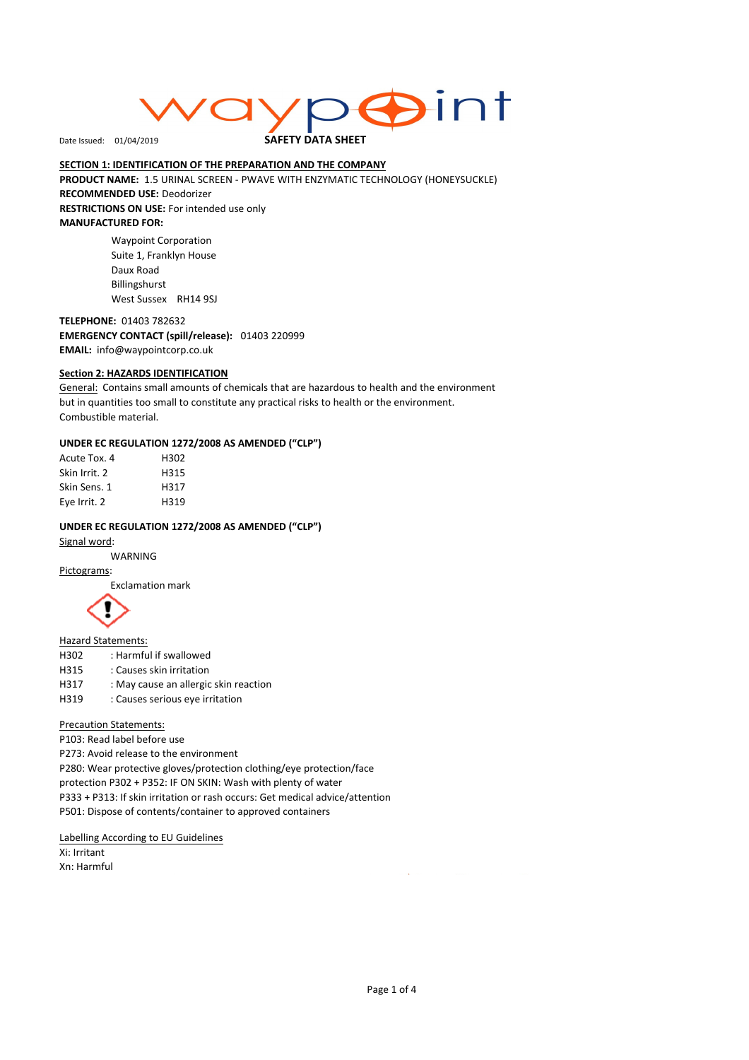Date Issued: 01/04/2019

# SAFETY DATA SHEET

## SECTION 1: IDENTIFICATION OF THE PREPARATION AND THE COMPANY

**PRODUCT NAME:** 1.5 URINAL SCREEN - PWAVE WITH ENZYMATIC TECHNOLOGY (HONEYSUCKLE)
**RECOMMENDED USE:** Deodorizer
**RESTRICTIONS ON USE:** For intended use only
**MANUFACTURED FOR:**

Waypoint Corporation
Suite 1, Franklyn House
Daux Road
Billingshurst
West Sussex RH14 9SJ

**TELEPHONE:** 01403 782632
**EMERGENCY CONTACT (spill/release):** 01403 220999
**EMAIL:** info@waypointcorp.co.uk

## Section 2: HAZARDS IDENTIFICATION

General: Contains small amounts of chemicals that are hazardous to health and the environment but in quantities too small to constitute any practical risks to health or the environment. Combustible material.

**UNDER EC REGULATION 1272/2008 AS AMENDED ("CLP")**

| | |
|---|---|
| Acute Tox. 4 | H302 |
| Skin Irrit. 2 | H315 |
| Skin Sens. 1 | H317 |
| Eye Irrit. 2 | H319 |

**UNDER EC REGULATION 1272/2008 AS AMENDED ("CLP")**

Signal word:

WARNING

Pictograms:

Exclamation mark

Hazard Statements:

H302 : Harmful if swallowed
H315 : Causes skin irritation
H317 : May cause an allergic skin reaction
H319 : Causes serious eye irritation

Precaution Statements:

P103: Read label before use
P273: Avoid release to the environment
P280: Wear protective gloves/protection clothing/eye protection/face protection P302 + P352: IF ON SKIN: Wash with plenty of water
P333 + P313: If skin irritation or rash occurs: Get medical advice/attention
P501: Dispose of contents/container to approved containers

Labelling According to EU Guidelines

Xi: Irritant
Xn: Harmful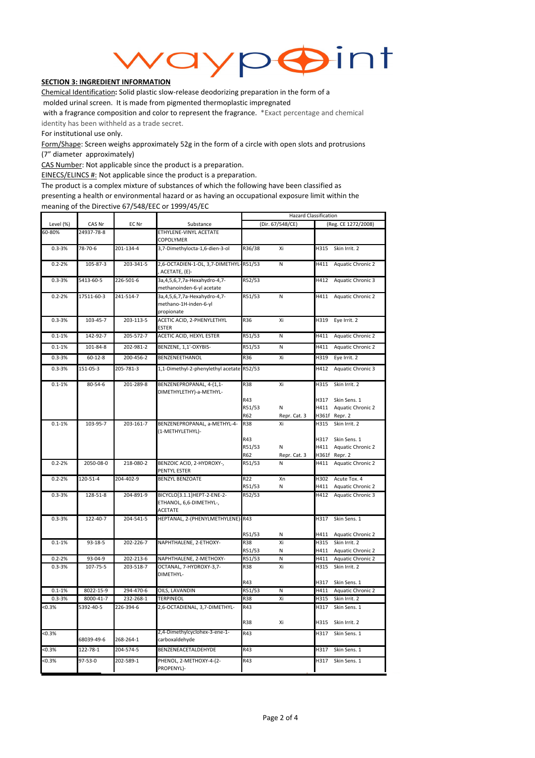## SECTION 3: INGREDIENT INFORMATION

Chemical Identification**:** Solid plastic slow-release deodorizing preparation in the form of a molded urinal screen. It is made from pigmented thermoplastic impregnated with a fragrance composition and color to represent the fragrance. *Exact percentage and chemical identity has been withheld as a trade secret.

For institutional use only.

Form/Shape: Screen weighs approximately 52g in the form of a circle with open slots and protrusions (7" diameter approximately)

CAS Number: Not applicable since the product is a preparation.

EINECS/ELINCS #: Not applicable since the product is a preparation.

The product is a complex mixture of substances of which the following have been classified as presenting a health or environmental hazard or as having an occupational exposure limit within the meaning of the Directive 67/548/EEC or 1999/45/EC

| Level (%) | CAS Nr | EC Nr | Substance | Hazard Classification (Dir. 67/548/CE) | | Hazard Classification (Reg. CE 1272/2008) | |
|---|---|---|---|---|---|---|---|
| 60-80% | 24937-78-8 | | ETHYLENE-VINYL ACETATE COPOLYMER | | | | |
| 0.3-3% | 78-70-6 | 201-134-4 | 3,7-Dimethylocta-1,6-dien-3-ol | R36/38 | Xi | H315 | Skin Irrit. 2 |
| 0.2-2% | 105-87-3 | 203-341-5 | 2,6-OCTADIEN-1-OL, 3,7-DIMETHYL-, ACETATE, (E)- | R51/53 | N | H411 | Aquatic Chronic 2 |
| 0.3-3% | 5413-60-5 | 226-501-6 | 3a,4,5,6,7,7a-Hexahydro-4,7-methanoinden-6-yl acetate | R52/53 | | H412 | Aquatic Chronic 3 |
| 0.2-2% | 17511-60-3 | 241-514-7 | 3a,4,5,6,7,7a-Hexahydro-4,7-methano-1H-inden-6-yl propionate | R51/53 | N | H411 | Aquatic Chronic 2 |
| 0.3-3% | 103-45-7 | 203-113-5 | ACETIC ACID, 2-PHENYLETHYL ESTER | R36 | Xi | H319 | Eye Irrit. 2 |
| 0.1-1% | 142-92-7 | 205-572-7 | ACETIC ACID, HEXYL ESTER | R51/53 | N | H411 | Aquatic Chronic 2 |
| 0.1-1% | 101-84-8 | 202-981-2 | BENZENE, 1,1'-OXYBIS- | R51/53 | N | H411 | Aquatic Chronic 2 |
| 0.3-3% | 60-12-8 | 200-456-2 | BENZENEETHANOL | R36 | Xi | H319 | Eye Irrit. 2 |
| 0.3-3% | 151-05-3 | 205-781-3 | 1,1-Dimethyl-2-phenylethyl acetate | R52/53 | | H412 | Aquatic Chronic 3 |
| 0.1-1% | 80-54-6 | 201-289-8 | BENZENEPROPANAL, 4-(1,1-DIMETHYLETHY)-a-METHYL- | R38 | Xi | H315 | Skin Irrit. 2 |
| | | | | R43 | | H317 | Skin Sens. 1 |
| | | | | R51/53 | N | H411 | Aquatic Chronic 2 |
| | | | | R62 | Repr. Cat. 3 | H361f | Repr. 2 |
| 0.1-1% | 103-95-7 | 203-161-7 | BENZENEPROPANAL, a-METHYL-4-(1-METHYLETHYL)- | R38 | Xi | H315 | Skin Irrit. 2 |
| | | | | R43 | | H317 | Skin Sens. 1 |
| | | | | R51/53 | N | H411 | Aquatic Chronic 2 |
| | | | | R62 | Repr. Cat. 3 | H361f | Repr. 2 |
| 0.2-2% | 2050-08-0 | 218-080-2 | BENZOIC ACID, 2-HYDROXY-, PENTYL ESTER | R51/53 | N | H411 | Aquatic Chronic 2 |
| 0.2-2% | 120-51-4 | 204-402-9 | BENZYL BENZOATE | R22 | Xn | H302 | Acute Tox. 4 |
| | | | | R51/53 | N | H411 | Aquatic Chronic 2 |
| 0.3-3% | 128-51-8 | 204-891-9 | BICYCLO[3.1.1]HEPT-2-ENE-2-ETHANOL, 6,6-DIMETHYL-, ACETATE | R52/53 | | H412 | Aquatic Chronic 3 |
| 0.3-3% | 122-40-7 | 204-541-5 | HEPTANAL, 2-(PHENYLMETHYLENE)- | R43 | | H317 | Skin Sens. 1 |
| | | | | R51/53 | N | H411 | Aquatic Chronic 2 |
| 0.1-1% | 93-18-5 | 202-226-7 | NAPHTHALENE, 2-ETHOXY- | R38 | Xi | H315 | Skin Irrit. 2 |
| | | | | R51/53 | N | H411 | Aquatic Chronic 2 |
| 0.2-2% | 93-04-9 | 202-213-6 | NAPHTHALENE, 2-METHOXY- | R51/53 | N | H411 | Aquatic Chronic 2 |
| 0.3-3% | 107-75-5 | 203-518-7 | OCTANAL, 7-HYDROXY-3,7-DIMETHYL- | R38 | Xi | H315 | Skin Irrit. 2 |
| | | | | R43 | | H317 | Skin Sens. 1 |
| 0.1-1% | 8022-15-9 | 294-470-6 | OILS, LAVANDIN | R51/53 | N | H411 | Aquatic Chronic 2 |
| 0.3-3% | 8000-41-7 | 232-268-1 | TERPINEOL | R38 | Xi | H315 | Skin Irrit. 2 |
| <0.3% | 5392-40-5 | 226-394-6 | 2,6-OCTADIENAL, 3,7-DIMETHYL- | R43 | | H317 | Skin Sens. 1 |
| | | | | R38 | Xi | H315 | Skin Irrit. 2 |
| <0.3% | 68039-49-6 | 268-264-1 | 2,4-Dimethylcyclohex-3-ene-1-carboxaldehyde | R43 | | H317 | Skin Sens. 1 |
| <0.3% | 122-78-1 | 204-574-5 | BENZENEACETALDEHYDE | R43 | | H317 | Skin Sens. 1 |
| <0.3% | 97-53-0 | 202-589-1 | PHENOL, 2-METHOXY-4-(2-PROPENYL)- | R43 | | H317 | Skin Sens. 1 |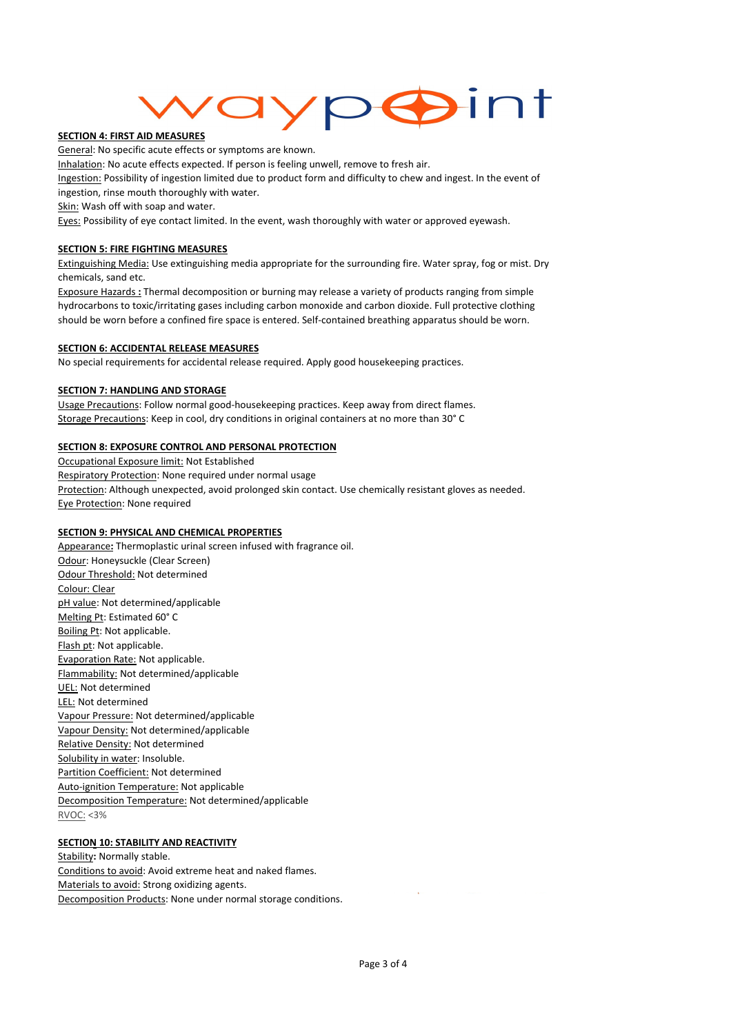**SECTION 4: FIRST AID MEASURES**

General: No specific acute effects or symptoms are known.

Inhalation: No acute effects expected. If person is feeling unwell, remove to fresh air.

Ingestion: Possibility of ingestion limited due to product form and difficulty to chew and ingest. In the event of ingestion, rinse mouth thoroughly with water.

Skin: Wash off with soap and water.

Eyes: Possibility of eye contact limited. In the event, wash thoroughly with water or approved eyewash.

**SECTION 5: FIRE FIGHTING MEASURES**

Extinguishing Media: Use extinguishing media appropriate for the surrounding fire. Water spray, fog or mist. Dry chemicals, sand etc.

Exposure Hazards **:** Thermal decomposition or burning may release a variety of products ranging from simple hydrocarbons to toxic/irritating gases including carbon monoxide and carbon dioxide. Full protective clothing should be worn before a confined fire space is entered. Self-contained breathing apparatus should be worn.

**SECTION 6: ACCIDENTAL RELEASE MEASURES**

No special requirements for accidental release required. Apply good housekeeping practices.

**SECTION 7: HANDLING AND STORAGE**

Usage Precautions: Follow normal good-housekeeping practices. Keep away from direct flames.

Storage Precautions: Keep in cool, dry conditions in original containers at no more than 30° C

**SECTION 8: EXPOSURE CONTROL AND PERSONAL PROTECTION**

Occupational Exposure limit: Not Established

Respiratory Protection: None required under normal usage

Protection: Although unexpected, avoid prolonged skin contact. Use chemically resistant gloves as needed.

Eye Protection: None required

**SECTION 9: PHYSICAL AND CHEMICAL PROPERTIES**

Appearance**:** Thermoplastic urinal screen infused with fragrance oil.

Odour: Honeysuckle (Clear Screen)

Odour Threshold: Not determined

Colour: Clear

pH value: Not determined/applicable

Melting Pt: Estimated 60° C

Boiling Pt: Not applicable.

Flash pt: Not applicable.

Evaporation Rate: Not applicable.

Flammability: Not determined/applicable

UEL: Not determined

LEL: Not determined

Vapour Pressure: Not determined/applicable

Vapour Density: Not determined/applicable

Relative Density: Not determined

Solubility in water: Insoluble.

Partition Coefficient: Not determined

Auto-ignition Temperature: Not applicable

Decomposition Temperature: Not determined/applicable

RVOC: <3%

**SECTION 10: STABILITY AND REACTIVITY**

Stability**:** Normally stable.

Conditions to avoid: Avoid extreme heat and naked flames.

Materials to avoid: Strong oxidizing agents.

Decomposition Products: None under normal storage conditions.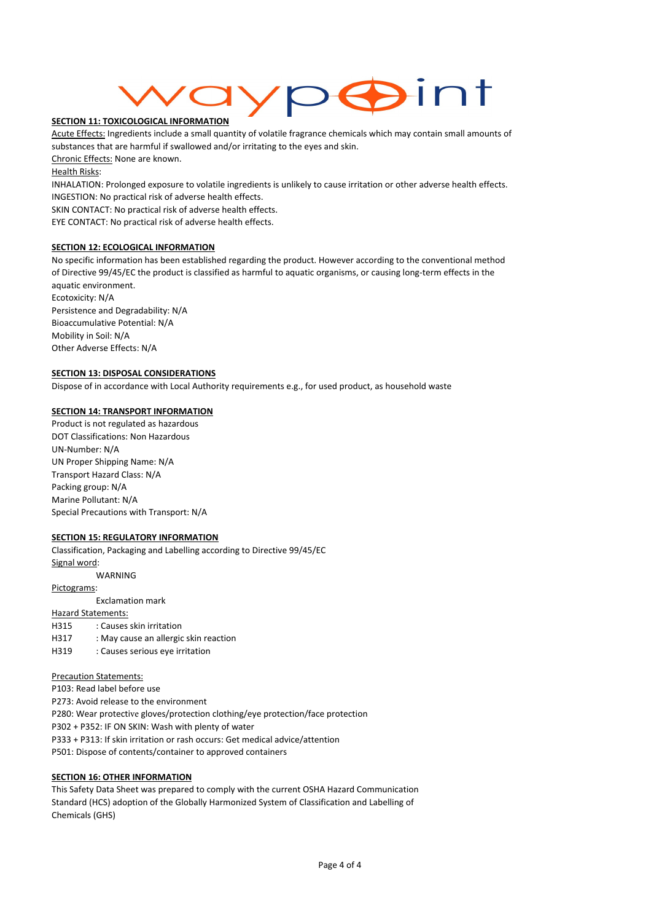## SECTION 11: TOXICOLOGICAL INFORMATION

Acute Effects: Ingredients include a small quantity of volatile fragrance chemicals which may contain small amounts of substances that are harmful if swallowed and/or irritating to the eyes and skin.

Chronic Effects: None are known.

Health Risks:

INHALATION: Prolonged exposure to volatile ingredients is unlikely to cause irritation or other adverse health effects.

INGESTION: No practical risk of adverse health effects.

SKIN CONTACT: No practical risk of adverse health effects.

EYE CONTACT: No practical risk of adverse health effects.

## SECTION 12: ECOLOGICAL INFORMATION

No specific information has been established regarding the product. However according to the conventional method of Directive 99/45/EC the product is classified as harmful to aquatic organisms, or causing long-term effects in the aquatic environment.

Ecotoxicity: N/A

Persistence and Degradability: N/A

Bioaccumulative Potential: N/A

Mobility in Soil: N/A

Other Adverse Effects: N/A

## SECTION 13: DISPOSAL CONSIDERATIONS

Dispose of in accordance with Local Authority requirements e.g., for used product, as household waste

## SECTION 14: TRANSPORT INFORMATION

Product is not regulated as hazardous

DOT Classifications: Non Hazardous

UN-Number: N/A

UN Proper Shipping Name: N/A

Transport Hazard Class: N/A

Packing group: N/A

Marine Pollutant: N/A

Special Precautions with Transport: N/A

## SECTION 15: REGULATORY INFORMATION

Classification, Packaging and Labelling according to Directive 99/45/EC

Signal word:

WARNING

Pictograms:

Exclamation mark

Hazard Statements:

H315 : Causes skin irritation

H317 : May cause an allergic skin reaction

H319 : Causes serious eye irritation

Precaution Statements:

P103: Read label before use

P273: Avoid release to the environment

P280: Wear protective gloves/protection clothing/eye protection/face protection

P302 + P352: IF ON SKIN: Wash with plenty of water

P333 + P313: If skin irritation or rash occurs: Get medical advice/attention

P501: Dispose of contents/container to approved containers

## SECTION 16: OTHER INFORMATION

This Safety Data Sheet was prepared to comply with the current OSHA Hazard Communication Standard (HCS) adoption of the Globally Harmonized System of Classification and Labelling of Chemicals (GHS)